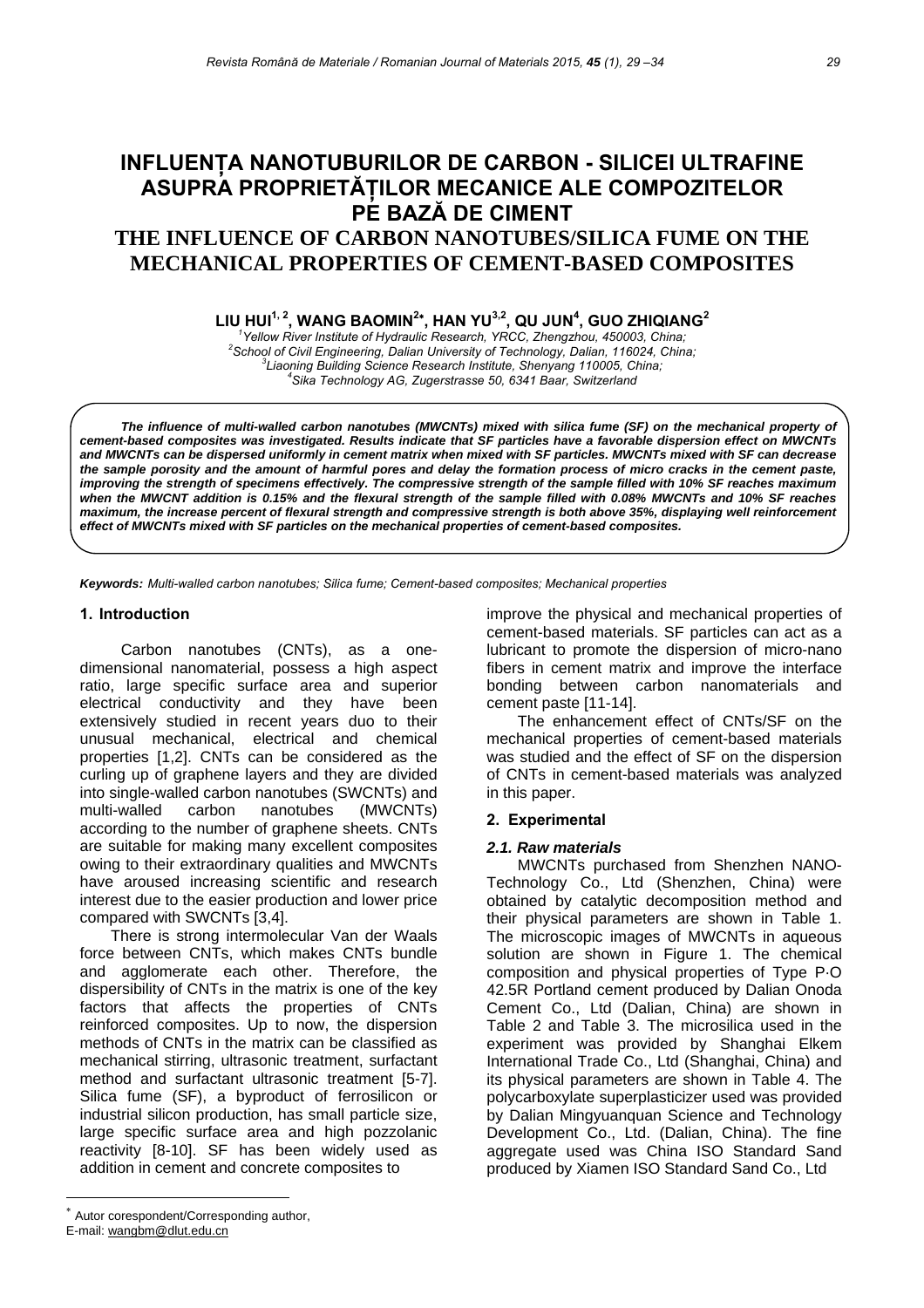# INFLUENȚA NANOTUBURILOR DE CARBON - SILICEI ULTRAFINE ASUPRA PROPRIETĂȚILOR MECANICE ALE COMPOZITELOR PE BAZĂ DE CIMENT

# THE INFLUENCE OF CARBON NANOTUBES/SILICA FUME ON THE MECHANICAL PROPERTIES OF CEMENT-BASED COMPOSITES

**LIU HUI[1, 2], WANG BAOMIN[2*], HAN YU[3,2], QU JUN[4], GUO ZHIQIANG[2]**

*[1]Yellow River Institute of Hydraulic Research, YRCC, Zhengzhou, 450003, China;*
*[2]School of Civil Engineering, Dalian University of Technology, Dalian, 116024, China;*
*[3]Liaoning Building Science Research Institute, Shenyang 110005, China;*
*[4]Sika Technology AG, Zugerstrasse 50, 6341 Baar, Switzerland*

***The influence of multi-walled carbon nanotubes (MWCNTs) mixed with silica fume (SF) on the mechanical property of cement-based composites was investigated. Results indicate that SF particles have a favorable dispersion effect on MWCNTs and MWCNTs can be dispersed uniformly in cement matrix when mixed with SF particles. MWCNTs mixed with SF can decrease the sample porosity and the amount of harmful pores and delay the formation process of micro cracks in the cement paste, improving the strength of specimens effectively. The compressive strength of the sample filled with 10% SF reaches maximum when the MWCNT addition is 0.15% and the flexural strength of the sample filled with 0.08% MWCNTs and 10% SF reaches maximum, the increase percent of flexural strength and compressive strength is both above 35%, displaying well reinforcement effect of MWCNTs mixed with SF particles on the mechanical properties of cement-based composites.***

***Keywords:*** *Multi-walled carbon nanotubes; Silica fume; Cement-based composites; Mechanical properties*

## 1. Introduction

Carbon nanotubes (CNTs), as a one-dimensional nanomaterial, possess a high aspect ratio, large specific surface area and superior electrical conductivity and they have been extensively studied in recent years duo to their unusual mechanical, electrical and chemical properties [1,2]. CNTs can be considered as the curling up of graphene layers and they are divided into single-walled carbon nanotubes (SWCNTs) and multi-walled carbon nanotubes (MWCNTs) according to the number of graphene sheets. CNTs are suitable for making many excellent composites owing to their extraordinary qualities and MWCNTs have aroused increasing scientific and research interest due to the easier production and lower price compared with SWCNTs [3,4].

There is strong intermolecular Van der Waals force between CNTs, which makes CNTs bundle and agglomerate each other. Therefore, the dispersibility of CNTs in the matrix is one of the key factors that affects the properties of CNTs reinforced composites. Up to now, the dispersion methods of CNTs in the matrix can be classified as mechanical stirring, ultrasonic treatment, surfactant method and surfactant ultrasonic treatment [5-7]. Silica fume (SF), a byproduct of ferrosilicon or industrial silicon production, has small particle size, large specific surface area and high pozzolanic reactivity [8-10]. SF has been widely used as addition in cement and concrete composites to improve the physical and mechanical properties of cement-based materials. SF particles can act as a lubricant to promote the dispersion of micro-nano fibers in cement matrix and improve the interface bonding between carbon nanomaterials and cement paste [11-14].

The enhancement effect of CNTs/SF on the mechanical properties of cement-based materials was studied and the effect of SF on the dispersion of CNTs in cement-based materials was analyzed in this paper.

## 2. Experimental

### *2.1. Raw materials*

MWCNTs purchased from Shenzhen NANO-Technology Co., Ltd (Shenzhen, China) were obtained by catalytic decomposition method and their physical parameters are shown in Table 1. The microscopic images of MWCNTs in aqueous solution are shown in Figure 1. The chemical composition and physical properties of Type P·O 42.5R Portland cement produced by Dalian Onoda Cement Co., Ltd (Dalian, China) are shown in Table 2 and Table 3. The microsilica used in the experiment was provided by Shanghai Elkem International Trade Co., Ltd (Shanghai, China) and its physical parameters are shown in Table 4. The polycarboxylate superplasticizer used was provided by Dalian Mingyuanquan Science and Technology Development Co., Ltd. (Dalian, China). The fine aggregate used was China ISO Standard Sand produced by Xiamen ISO Standard Sand Co., Ltd

---

* Autor corespondent/Corresponding author,
E-mail: wangbm@dlut.edu.cn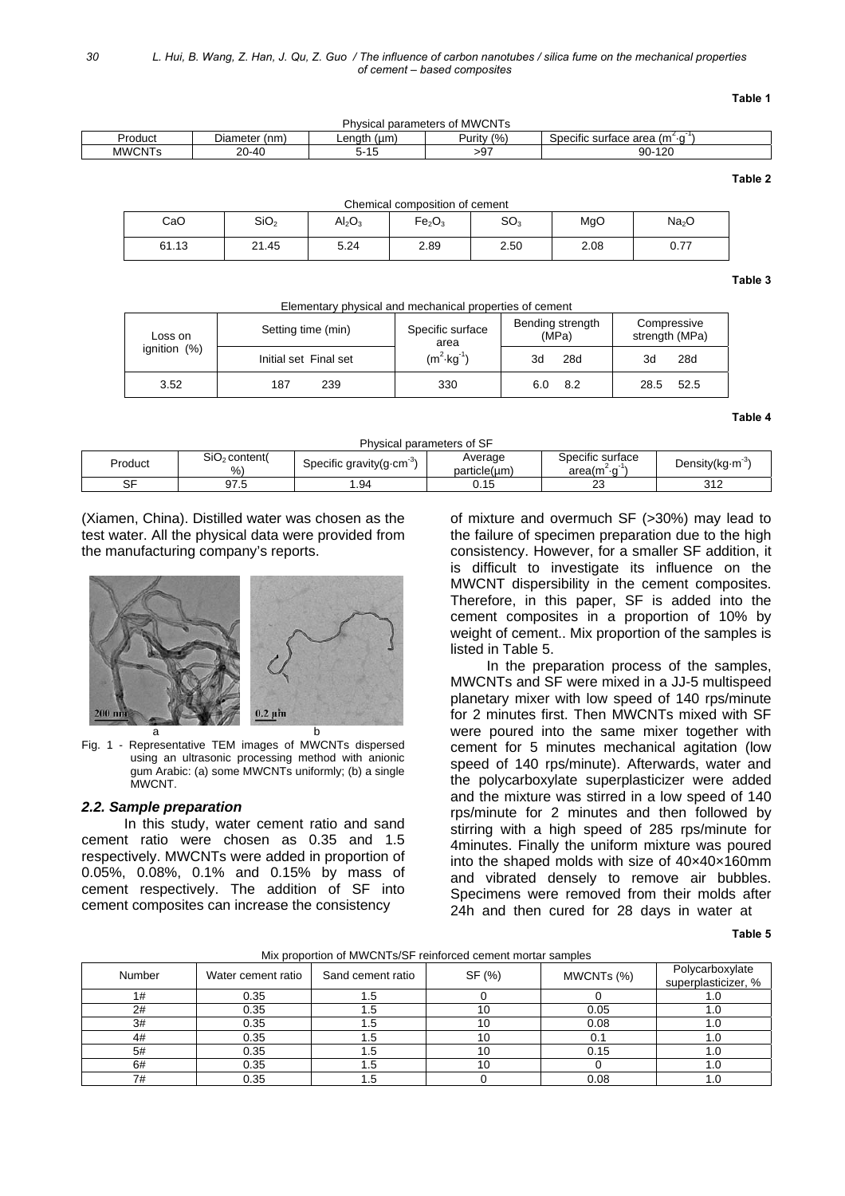**Table 1**

Physical parameters of MWCNTs

| Product | Diameter (nm) | Length (μm) | Purity (%) | Specific surface area ($m^2 \cdot g^{-1}$) |
|---|---|---|---|---|
| MWCNTs | 20-40 | 5-15 | >97 | 90-120 |

**Table 2**

Chemical composition of cement

| CaO | $SiO_2$ | $Al_2O_3$ | $Fe_2O_3$ | $SO_3$ | MgO | $Na_2O$ |
|---|---|---|---|---|---|---|
| 61.13 | 21.45 | 5.24 | 2.89 | 2.50 | 2.08 | 0.77 |

**Table 3**

Elementary physical and mechanical properties of cement

| Loss on ignition (%) | Setting time (min) | | Specific surface area | Bending strength (MPa) | | Compressive strength (MPa) | |
|---|---|---|---|---|---|---|---|
| | Initial set | Final set | ($m^2 \cdot kg^{-1}$) | 3d | 28d | 3d | 28d |
| 3.52 | 187 | 239 | 330 | 6.0 | 8.2 | 28.5 | 52.5 |

**Table 4**

Physical parameters of SF

| Product | $SiO_2$ content(%) | Specific gravity($g \cdot cm^{-3}$) | Average particle(μm) | Specific surface area($m^2 \cdot g^{-1}$) | Density($kg \cdot m^{-3}$) |
|---|---|---|---|---|---|
| SF | 97.5 | 1.94 | 0.15 | 23 | 312 |

(Xiamen, China). Distilled water was chosen as the test water. All the physical data were provided from the manufacturing company's reports.

Fig. 1 - Representative TEM images of MWCNTs dispersed using an ultrasonic processing method with anionic gum Arabic: (a) some MWCNTs uniformly; (b) a single MWCNT.

### *2.2. Sample preparation*

In this study, water cement ratio and sand cement ratio were chosen as 0.35 and 1.5 respectively. MWCNTs were added in proportion of 0.05%, 0.08%, 0.1% and 0.15% by mass of cement respectively. The addition of SF into cement composites can increase the consistency of mixture and overmuch SF (>30%) may lead to the failure of specimen preparation due to the high consistency. However, for a smaller SF addition, it is difficult to investigate its influence on the MWCNT dispersibility in the cement composites. Therefore, in this paper, SF is added into the cement composites in a proportion of 10% by weight of cement.. Mix proportion of the samples is listed in Table 5.

In the preparation process of the samples, MWCNTs and SF were mixed in a JJ-5 multispeed planetary mixer with low speed of 140 rps/minute for 2 minutes first. Then MWCNTs mixed with SF were poured into the same mixer together with cement for 5 minutes mechanical agitation (low speed of 140 rps/minute). Afterwards, water and the polycarboxylate superplasticizer were added and the mixture was stirred in a low speed of 140 rps/minute for 2 minutes and then followed by stirring with a high speed of 285 rps/minute for 4minutes. Finally the uniform mixture was poured into the shaped molds with size of 40×40×160mm and vibrated densely to remove air bubbles. Specimens were removed from their molds after 24h and then cured for 28 days in water at

**Table 5**

Mix proportion of MWCNTs/SF reinforced cement mortar samples

| Number | Water cement ratio | Sand cement ratio | SF (%) | MWCNTs (%) | Polycarboxylate superplasticizer, % |
|---|---|---|---|---|---|
| 1# | 0.35 | 1.5 | 0 | 0 | 1.0 |
| 2# | 0.35 | 1.5 | 10 | 0.05 | 1.0 |
| 3# | 0.35 | 1.5 | 10 | 0.08 | 1.0 |
| 4# | 0.35 | 1.5 | 10 | 0.1 | 1.0 |
| 5# | 0.35 | 1.5 | 10 | 0.15 | 1.0 |
| 6# | 0.35 | 1.5 | 10 | 0 | 1.0 |
| 7# | 0.35 | 1.5 | 0 | 0.08 | 1.0 |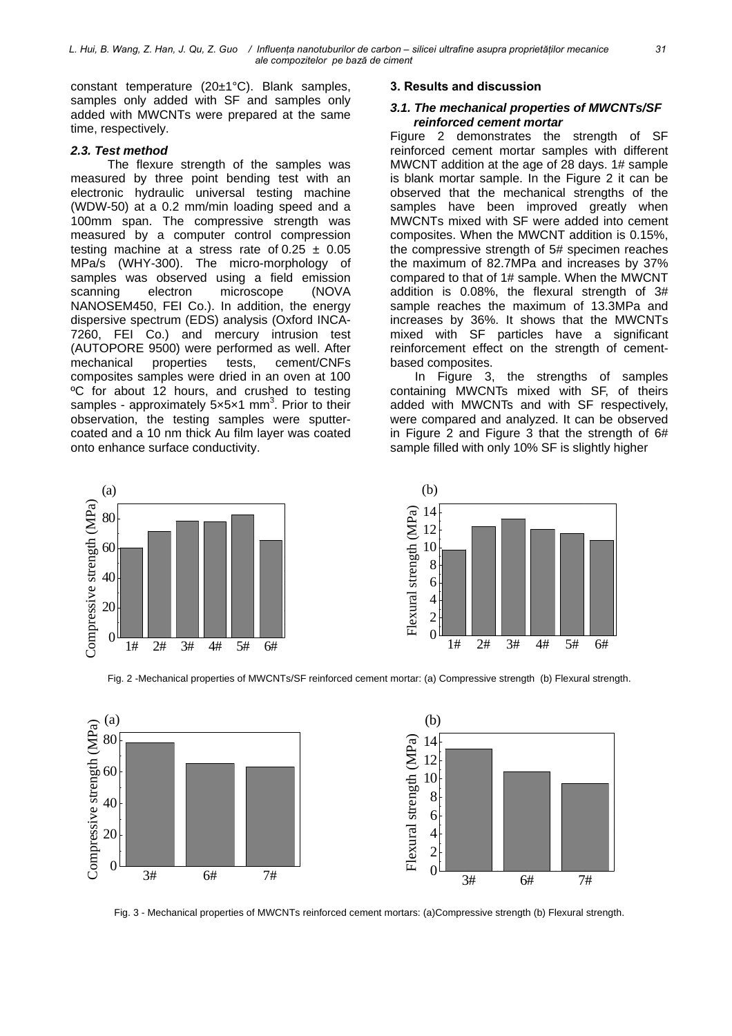constant temperature (20±1°C). Blank samples, samples only added with SF and samples only added with MWCNTs were prepared at the same time, respectively.

### *2.3. Test method*

The flexure strength of the samples was measured by three point bending test with an electronic hydraulic universal testing machine (WDW-50) at a 0.2 mm/min loading speed and a 100mm span. The compressive strength was measured by a computer control compression testing machine at a stress rate of 0.25 ± 0.05 MPa/s (WHY-300). The micro-morphology of samples was observed using a field emission scanning electron microscope (NOVA NANOSEM450, FEI Co.). In addition, the energy dispersive spectrum (EDS) analysis (Oxford INCA-7260, FEI Co.) and mercury intrusion test (AUTOPORE 9500) were performed as well. After mechanical properties tests, cement/CNFs composites samples were dried in an oven at 100 ºC for about 12 hours, and crushed to testing samples - approximately 5×5×1 mm$^3$. Prior to their observation, the testing samples were sputter-coated and a 10 nm thick Au film layer was coated onto enhance surface conductivity.

## 3. Results and discussion

### *3.1. The mechanical properties of MWCNTs/SF reinforced cement mortar*

Figure 2 demonstrates the strength of SF reinforced cement mortar samples with different MWCNT addition at the age of 28 days. 1# sample is blank mortar sample. In the Figure 2 it can be observed that the mechanical strengths of the samples have been improved greatly when MWCNTs mixed with SF were added into cement composites. When the MWCNT addition is 0.15%, the compressive strength of 5# specimen reaches the maximum of 82.7MPa and increases by 37% compared to that of 1# sample. When the MWCNT addition is 0.08%, the flexural strength of 3# sample reaches the maximum of 13.3MPa and increases by 36%. It shows that the MWCNTs mixed with SF particles have a significant reinforcement effect on the strength of cement-based composites.

In Figure 3, the strengths of samples containing MWCNTs mixed with SF, of theirs added with MWCNTs and with SF respectively, were compared and analyzed. It can be observed in Figure 2 and Figure 3 that the strength of 6# sample filled with only 10% SF is slightly higher

Fig. 2 -Mechanical properties of MWCNTs/SF reinforced cement mortar: (a) Compressive strength (b) Flexural strength.

Fig. 3 - Mechanical properties of MWCNTs reinforced cement mortars: (a)Compressive strength (b) Flexural strength.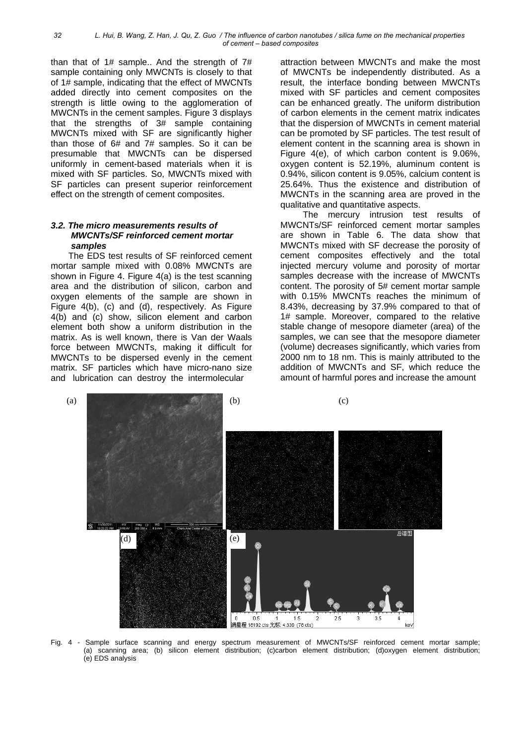than that of 1# sample.. And the strength of 7# sample containing only MWCNTs is closely to that of 1# sample, indicating that the effect of MWCNTs added directly into cement composites on the strength is little owing to the agglomeration of MWCNTs in the cement samples. Figure 3 displays that the strengths of 3# sample containing MWCNTs mixed with SF are significantly higher than those of 6# and 7# samples. So it can be presumable that MWCNTs can be dispersed uniformly in cement-based materials when it is mixed with SF particles. So, MWCNTs mixed with SF particles can present superior reinforcement effect on the strength of cement composites.

### *3.2. The micro measurements results of MWCNTs/SF reinforced cement mortar samples*

The EDS test results of SF reinforced cement mortar sample mixed with 0.08% MWCNTs are shown in Figure 4. Figure 4(a) is the test scanning area and the distribution of silicon, carbon and oxygen elements of the sample are shown in Figure 4(b), (c) and (d), respectively. As Figure 4(b) and (c) show, silicon element and carbon element both show a uniform distribution in the matrix. As is well known, there is Van der Waals force between MWCNTs, making it difficult for MWCNTs to be dispersed evenly in the cement matrix. SF particles which have micro-nano size and lubrication can destroy the intermolecular attraction between MWCNTs and make the most of MWCNTs be independently distributed. As a result, the interface bonding between MWCNTs mixed with SF particles and cement composites can be enhanced greatly. The uniform distribution of carbon elements in the cement matrix indicates that the dispersion of MWCNTs in cement material can be promoted by SF particles. The test result of element content in the scanning area is shown in Figure 4(e), of which carbon content is 9.06%, oxygen content is 52.19%, aluminum content is 0.94%, silicon content is 9.05%, calcium content is 25.64%. Thus the existence and distribution of MWCNTs in the scanning area are proved in the qualitative and quantitative aspects.

The mercury intrusion test results of MWCNTs/SF reinforced cement mortar samples are shown in Table 6. The data show that MWCNTs mixed with SF decrease the porosity of cement composites effectively and the total injected mercury volume and porosity of mortar samples decrease with the increase of MWCNTs content. The porosity of 5# cement mortar sample with 0.15% MWCNTs reaches the minimum of 8.43%, decreasing by 37.9% compared to that of 1# sample. Moreover, compared to the relative stable change of mesopore diameter (area) of the samples, we can see that the mesopore diameter (volume) decreases significantly, which varies from 2000 nm to 18 nm. This is mainly attributed to the addition of MWCNTs and SF, which reduce the amount of harmful pores and increase the amount

Fig. 4 - Sample surface scanning and energy spectrum measurement of MWCNTs/SF reinforced cement mortar sample; (a) scanning area; (b) silicon element distribution; (c)carbon element distribution; (d)oxygen element distribution; (e) EDS analysis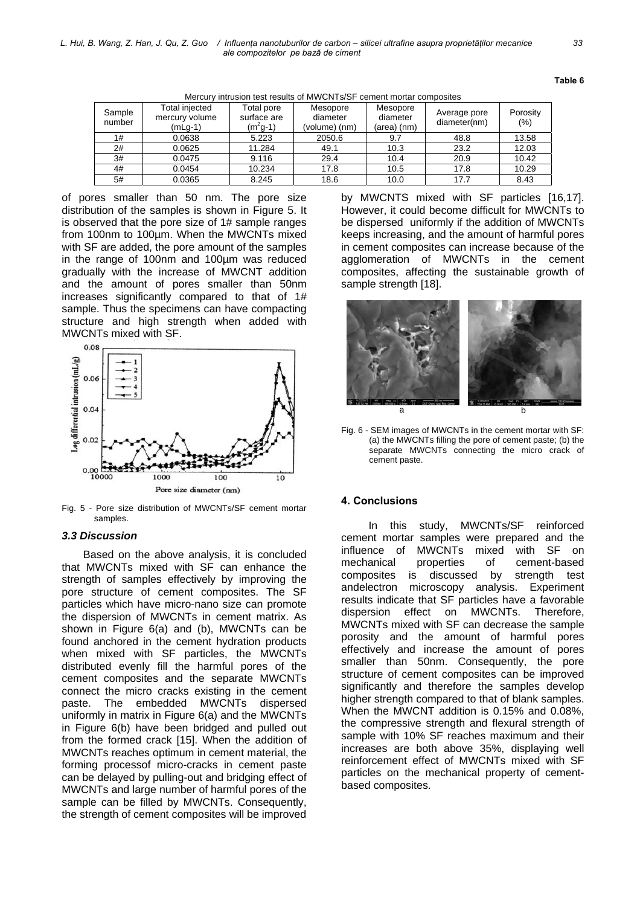**Table 6**

Mercury intrusion test results of MWCNTs/SF cement mortar composites

| Sample number | Total injected mercury volume (mLg-1) | Total pore surface are ($m^2$g-1) | Mesopore diameter (volume) (nm) | Mesopore diameter (area) (nm) | Average pore diameter(nm) | Porosity (%) |
|---|---|---|---|---|---|---|
| 1# | 0.0638 | 5.223 | 2050.6 | 9.7 | 48.8 | 13.58 |
| 2# | 0.0625 | 11.284 | 49.1 | 10.3 | 23.2 | 12.03 |
| 3# | 0.0475 | 9.116 | 29.4 | 10.4 | 20.9 | 10.42 |
| 4# | 0.0454 | 10.234 | 17.8 | 10.5 | 17.8 | 10.29 |
| 5# | 0.0365 | 8.245 | 18.6 | 10.0 | 17.7 | 8.43 |

of pores smaller than 50 nm. The pore size distribution of the samples is shown in Figure 5. It is observed that the pore size of 1# sample ranges from 100nm to 100µm. When the MWCNTs mixed with SF are added, the pore amount of the samples in the range of 100nm and 100µm was reduced gradually with the increase of MWCNT addition and the amount of pores smaller than 50nm increases significantly compared to that of 1# sample. Thus the specimens can have compacting structure and high strength when added with MWCNTs mixed with SF.

Fig. 5 - Pore size distribution of MWCNTs/SF cement mortar samples.

### *3.3 Discussion*

Based on the above analysis, it is concluded that MWCNTs mixed with SF can enhance the strength of samples effectively by improving the pore structure of cement composites. The SF particles which have micro-nano size can promote the dispersion of MWCNTs in cement matrix. As shown in Figure 6(a) and (b), MWCNTs can be found anchored in the cement hydration products when mixed with SF particles, the MWCNTs distributed evenly fill the harmful pores of the cement composites and the separate MWCNTs connect the micro cracks existing in the cement paste. The embedded MWCNTs dispersed uniformly in matrix in Figure 6(a) and the MWCNTs in Figure 6(b) have been bridged and pulled out from the formed crack [15]. When the addition of MWCNTs reaches optimum in cement material, the forming processof micro-cracks in cement paste can be delayed by pulling-out and bridging effect of MWCNTs and large number of harmful pores of the sample can be filled by MWCNTs. Consequently, the strength of cement composites will be improved by MWCNTS mixed with SF particles [16,17]. However, it could become difficult for MWCNTs to be dispersed uniformly if the addition of MWCNTs keeps increasing, and the amount of harmful pores in cement composites can increase because of the agglomeration of MWCNTs in the cement composites, affecting the sustainable growth of sample strength [18].

Fig. 6 - SEM images of MWCNTs in the cement mortar with SF: (a) the MWCNTs filling the pore of cement paste; (b) the separate MWCNTs connecting the micro crack of cement paste.

## 4. Conclusions

In this study, MWCNTs/SF reinforced cement mortar samples were prepared and the influence of MWCNTs mixed with SF on mechanical properties of cement-based composites is discussed by strength test andelectron microscopy analysis. Experiment results indicate that SF particles have a favorable dispersion effect on MWCNTs. Therefore, MWCNTs mixed with SF can decrease the sample porosity and the amount of harmful pores effectively and increase the amount of pores smaller than 50nm. Consequently, the pore structure of cement composites can be improved significantly and therefore the samples develop higher strength compared to that of blank samples. When the MWCNT addition is 0.15% and 0.08%, the compressive strength and flexural strength of sample with 10% SF reaches maximum and their increases are both above 35%, displaying well reinforcement effect of MWCNTs mixed with SF particles on the mechanical property of cement-based composites.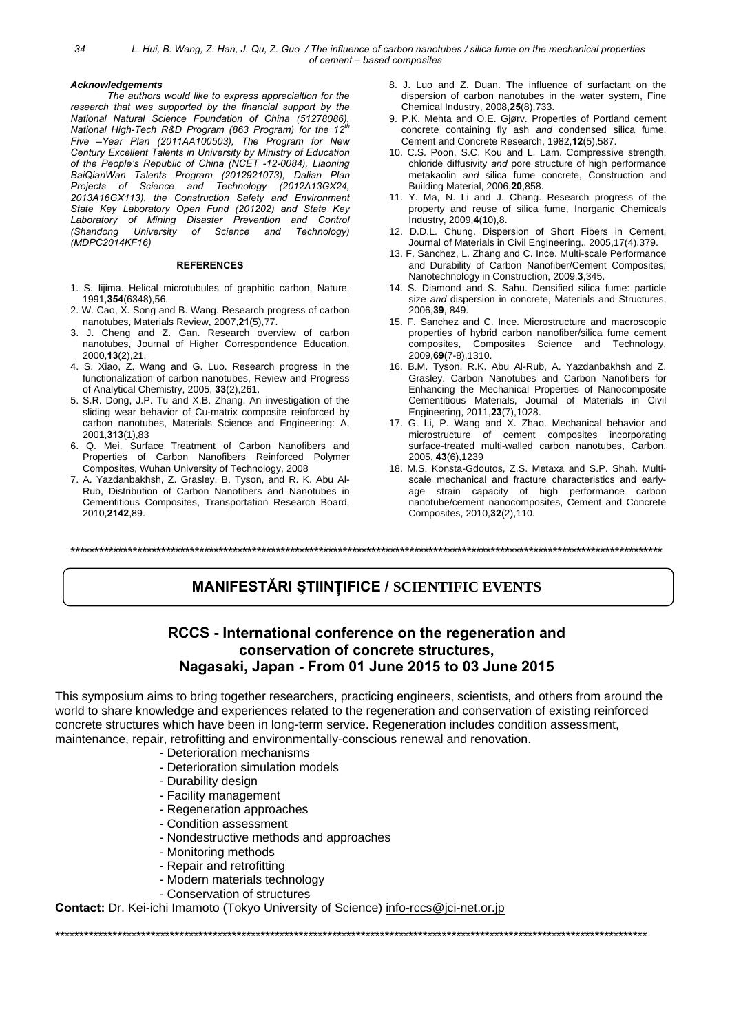### *Acknowledgements*

*The authors would like to express appreciaItion for the research that was supported by the financial support by the National Natural Science Foundation of China (51278086), National High-Tech R&D Program (863 Program) for the 12th Five –Year Plan (2011AA100503), The Program for New Century Excellent Talents in University by Ministry of Education of the People's Republic of China (NCET -12-0084), Liaoning BaiQianWan Talents Program (2012921073), Dalian Plan Projects of Science and Technology (2012A13GX24, 2013A16GX113), the Construction Safety and Environment State Key Laboratory Open Fund (201202) and State Key Laboratory of Mining Disaster Prevention and Control (Shandong University of Science and Technology) (MDPC2014KF16)*

### REFERENCES

1. S. Iijima. Helical microtubules of graphitic carbon, Nature, 1991,**354**(6348),56.
2. W. Cao, X. Song and B. Wang. Research progress of carbon nanotubes, Materials Review, 2007,**21**(5),77.
3. J. Cheng and Z. Gan. Research overview of carbon nanotubes, Journal of Higher Correspondence Education, 2000,**13**(2),21.
4. S. Xiao, Z. Wang and G. Luo. Research progress in the functionalization of carbon nanotubes, Review and Progress of Analytical Chemistry, 2005, **33**(2),261.
5. S.R. Dong, J.P. Tu and X.B. Zhang. An investigation of the sliding wear behavior of Cu-matrix composite reinforced by carbon nanotubes, Materials Science and Engineering: A, 2001,**313**(1),83
6. Q. Mei. Surface Treatment of Carbon Nanofibers and Properties of Carbon Nanofibers Reinforced Polymer Composites, Wuhan University of Technology, 2008
7. A. Yazdanbakhsh, Z. Grasley, B. Tyson, and R. K. Abu Al-Rub, Distribution of Carbon Nanofibers and Nanotubes in Cementitious Composites, Transportation Research Board, 2010,**2142**,89.
8. J. Luo and Z. Duan. The influence of surfactant on the dispersion of carbon nanotubes in the water system, Fine Chemical Industry, 2008,**25**(8),733.
9. P.K. Mehta and O.E. Gjørv. Properties of Portland cement concrete containing fly ash *and* condensed silica fume, Cement and Concrete Research, 1982,**12**(5),587.
10. C.S. Poon, S.C. Kou and L. Lam. Compressive strength, chloride diffusivity *and* pore structure of high performance metakaolin *and* silica fume concrete, Construction and Building Material, 2006,**20**,858.
11. Y. Ma, N. Li and J. Chang. Research progress of the property and reuse of silica fume, Inorganic Chemicals Industry, 2009,**4**(10),8.
12. D.D.L. Chung. Dispersion of Short Fibers in Cement, Journal of Materials in Civil Engineering., 2005,17(4),379.
13. F. Sanchez, L. Zhang and C. Ince. Multi-scale Performance and Durability of Carbon Nanofiber/Cement Composites, Nanotechnology in Construction, 2009,**3**,345.
14. S. Diamond and S. Sahu. Densified silica fume: particle size *and* dispersion in concrete, Materials and Structures, 2006,**39**, 849.
15. F. Sanchez and C. Ince. Microstructure and macroscopic properties of hybrid carbon nanofiber/silica fume cement composites, Composites Science and Technology, 2009,**69**(7-8),1310.
16. B.M. Tyson, R.K. Abu Al-Rub, A. Yazdanbakhsh and Z. Grasley. Carbon Nanotubes and Carbon Nanofibers for Enhancing the Mechanical Properties of Nanocomposite Cementitious Materials, Journal of Materials in Civil Engineering, 2011,**23**(7),1028.
17. G. Li, P. Wang and X. Zhao. Mechanical behavior and microstructure of cement composites incorporating surface-treated multi-walled carbon nanotubes, Carbon, 2005, **43**(6),1239
18. M.S. Konsta-Gdoutos, Z.S. Metaxa and S.P. Shah. Multi-scale mechanical and fracture characteristics and early-age strain capacity of high performance carbon nanotube/cement nanocomposites, Cement and Concrete Composites, 2010,**32**(2),110.

***********************************************************************************************************************************

## MANIFESTĂRI ŞTIINȚIFICE / SCIENTIFIC EVENTS

### RCCS - International conference on the regeneration and conservation of concrete structures, Nagasaki, Japan - From 01 June 2015 to 03 June 2015

This symposium aims to bring together researchers, practicing engineers, scientists, and others from around the world to share knowledge and experiences related to the regeneration and conservation of existing reinforced concrete structures which have been in long-term service. Regeneration includes condition assessment, maintenance, repair, retrofitting and environmentally-conscious renewal and renovation.

- Deterioration mechanisms
- Deterioration simulation models
- Durability design
- Facility management
- Regeneration approaches
- Condition assessment
- Nondestructive methods and approaches
- Monitoring methods
- Repair and retrofitting
- Modern materials technology
- Conservation of structures

**Contact:** Dr. Kei-ichi Imamoto (Tokyo University of Science) info-rccs@jci-net.or.jp

***********************************************************************************************************************************